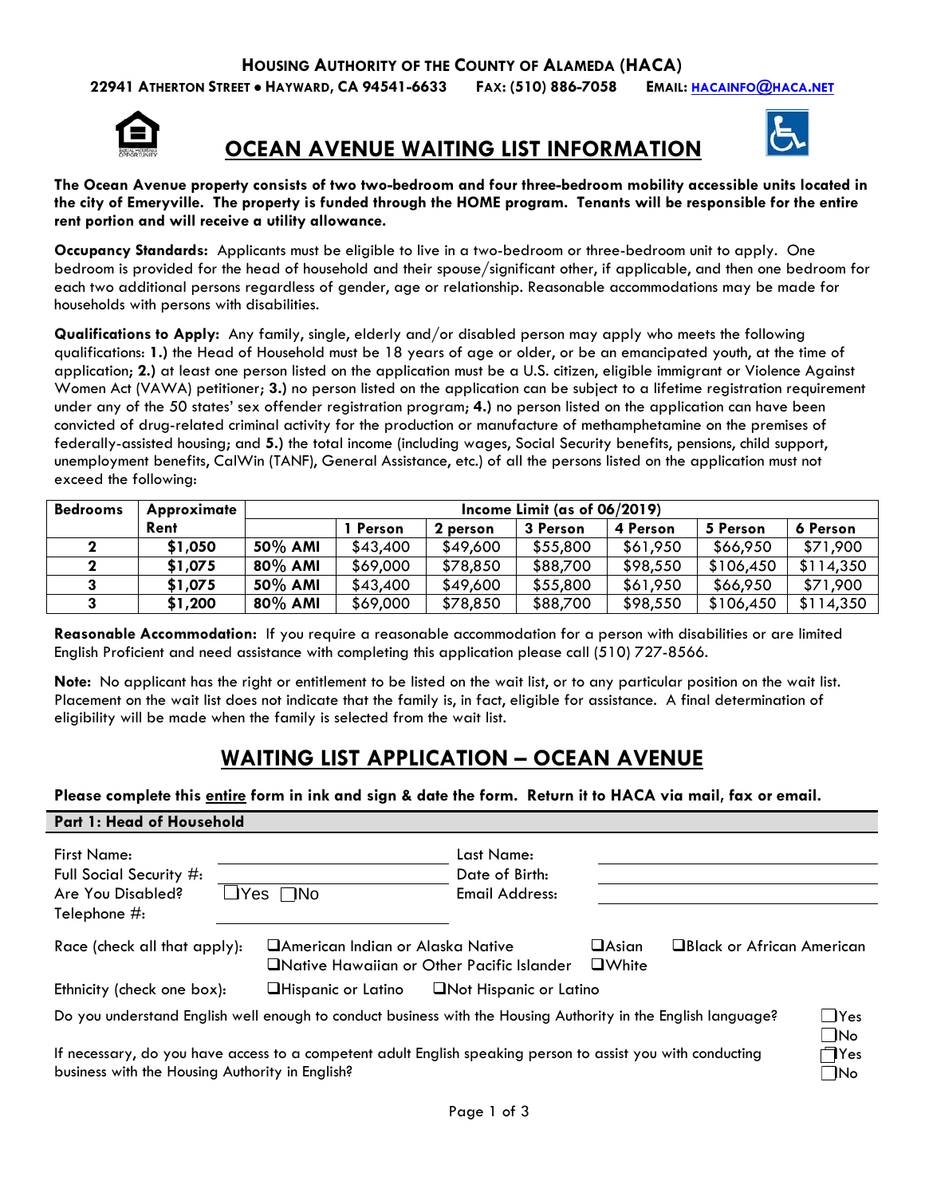**HOUSING AUTHORITY OF THE COUNTY OF ALAMEDA (HACA)**
**22941 ATHERTON STREET • HAYWARD, CA 94541-6633 FAX: (510) 886-7058 EMAIL: HACAINFO@HACA.NET**

# OCEAN AVENUE WAITING LIST INFORMATION

**The Ocean Avenue property consists of two two-bedroom and four three-bedroom mobility accessible units located in the city of Emeryville. The property is funded through the HOME program. Tenants will be responsible for the entire rent portion and will receive a utility allowance.**

**Occupancy Standards:** Applicants must be eligible to live in a two-bedroom or three-bedroom unit to apply. One bedroom is provided for the head of household and their spouse/significant other, if applicable, and then one bedroom for each two additional persons regardless of gender, age or relationship. Reasonable accommodations may be made for households with persons with disabilities.

**Qualifications to Apply:** Any family, single, elderly and/or disabled person may apply who meets the following qualifications: **1.)** the Head of Household must be 18 years of age or older, or be an emancipated youth, at the time of application; **2.)** at least one person listed on the application must be a U.S. citizen, eligible immigrant or Violence Against Women Act (VAWA) petitioner; **3.)** no person listed on the application can be subject to a lifetime registration requirement under any of the 50 states' sex offender registration program; **4.)** no person listed on the application can have been convicted of drug-related criminal activity for the production or manufacture of methamphetamine on the premises of federally-assisted housing; and **5.)** the total income (including wages, Social Security benefits, pensions, child support, unemployment benefits, CalWin (TANF), General Assistance, etc.) of all the persons listed on the application must not exceed the following:

| Bedrooms | Approximate Rent | Income Limit (as of 06/2019) | | | | | | |
|---|---|---|---|---|---|---|---|---|
| | | | 1 Person | 2 person | 3 Person | 4 Person | 5 Person | 6 Person |
| 2 | $1,050 | 50% AMI | $43,400 | $49,600 | $55,800 | $61,950 | $66,950 | $71,900 |
| 2 | $1,075 | 80% AMI | $69,000 | $78,850 | $88,700 | $98,550 | $106,450 | $114,350 |
| 3 | $1,075 | 50% AMI | $43,400 | $49,600 | $55,800 | $61,950 | $66,950 | $71,900 |
| 3 | $1,200 | 80% AMI | $69,000 | $78,850 | $88,700 | $98,550 | $106,450 | $114,350 |

**Reasonable Accommodation:** If you require a reasonable accommodation for a person with disabilities or are limited English Proficient and need assistance with completing this application please call (510) 727-8566.

**Note:** No applicant has the right or entitlement to be listed on the wait list, or to any particular position on the wait list. Placement on the wait list does not indicate that the family is, in fact, eligible for assistance. A final determination of eligibility will be made when the family is selected from the wait list.

# WAITING LIST APPLICATION – OCEAN AVENUE

**Please complete this entire form in ink and sign & date the form. Return it to HACA via mail, fax or email.**

## Part 1: Head of Household

First Name: ____________________ Last Name: ____________________

Full Social Security #: ____________________ Date of Birth: ____________________

Are You Disabled? ☐Yes ☐No Email Address: ____________________

Telephone #: ____________________

Race (check all that apply): ☐American Indian or Alaska Native ☐Asian ☐Black or African American ☐Native Hawaiian or Other Pacific Islander ☐White

Ethnicity (check one box): ☐Hispanic or Latino ☐Not Hispanic or Latino

Do you understand English well enough to conduct business with the Housing Authority in the English language? ☐Yes ☐No

If necessary, do you have access to a competent adult English speaking person to assist you with conducting business with the Housing Authority in English? ☐Yes ☐No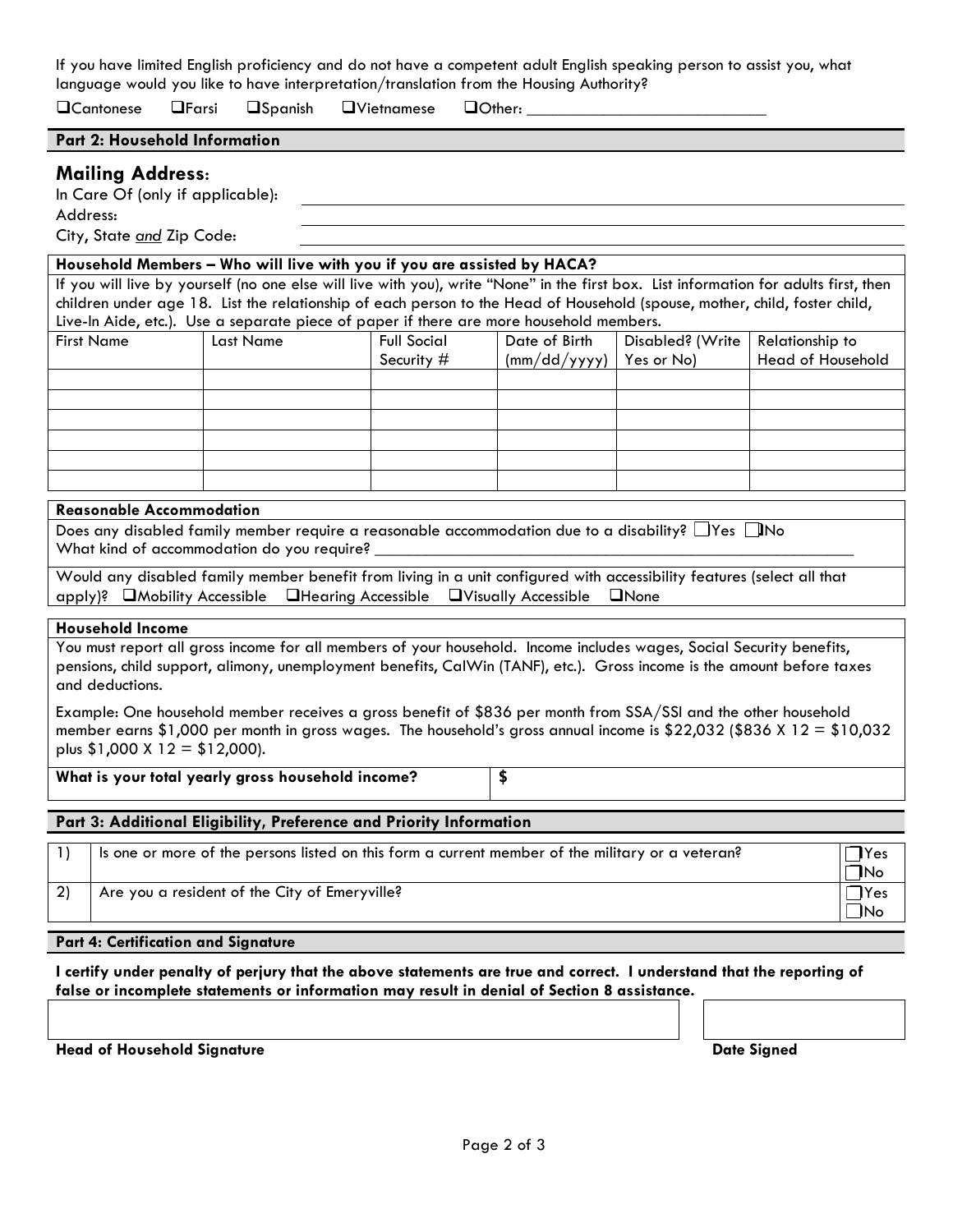If you have limited English proficiency and do not have a competent adult English speaking person to assist you, what language would you like to have interpretation/translation from the Housing Authority?

☐Cantonese ☐Farsi ☐Spanish ☐Vietnamese ☐Other: ____________________________

## Part 2: Household Information

### Mailing Address:

In Care Of (only if applicable): ____________________________

Address: ____________________________

City, State *and* Zip Code: ____________________________

**Household Members – Who will live with you if you are assisted by HACA?**

If you will live by yourself (no one else will live with you), write "None" in the first box. List information for adults first, then children under age 18. List the relationship of each person to the Head of Household (spouse, mother, child, foster child, Live-In Aide, etc.). Use a separate piece of paper if there are more household members.

| First Name | Last Name | Full Social Security # | Date of Birth (mm/dd/yyyy) | Disabled? (Write Yes or No) | Relationship to Head of Household |
|---|---|---|---|---|---|
| | | | | | |
| | | | | | |
| | | | | | |
| | | | | | |
| | | | | | |
| | | | | | |

**Reasonable Accommodation**

Does any disabled family member require a reasonable accommodation due to a disability? ☐Yes ☐No

What kind of accommodation do you require? ____________________________

Would any disabled family member benefit from living in a unit configured with accessibility features (select all that apply)? ☐Mobility Accessible ☐Hearing Accessible ☐Visually Accessible ☐None

**Household Income**

You must report all gross income for all members of your household. Income includes wages, Social Security benefits, pensions, child support, alimony, unemployment benefits, CalWin (TANF), etc.). Gross income is the amount before taxes and deductions.

Example: One household member receives a gross benefit of $836 per month from SSA/SSI and the other household member earns $1,000 per month in gross wages. The household's gross annual income is $22,032 ($836 X 12 = $10,032 plus $1,000 X 12 = $12,000).

| **What is your total yearly gross household income?** | **$** |
|---|---|

## Part 3: Additional Eligibility, Preference and Priority Information

| | | |
|---|---|---|
| 1) | Is one or more of the persons listed on this form a current member of the military or a veteran? | ☐Yes ☐No |
| 2) | Are you a resident of the City of Emeryville? | ☐Yes ☐No |

## Part 4: Certification and Signature

**I certify under penalty of perjury that the above statements are true and correct. I understand that the reporting of false or incomplete statements or information may result in denial of Section 8 assistance.**

| **Head of Household Signature** | **Date Signed** |
|---|---|
| | |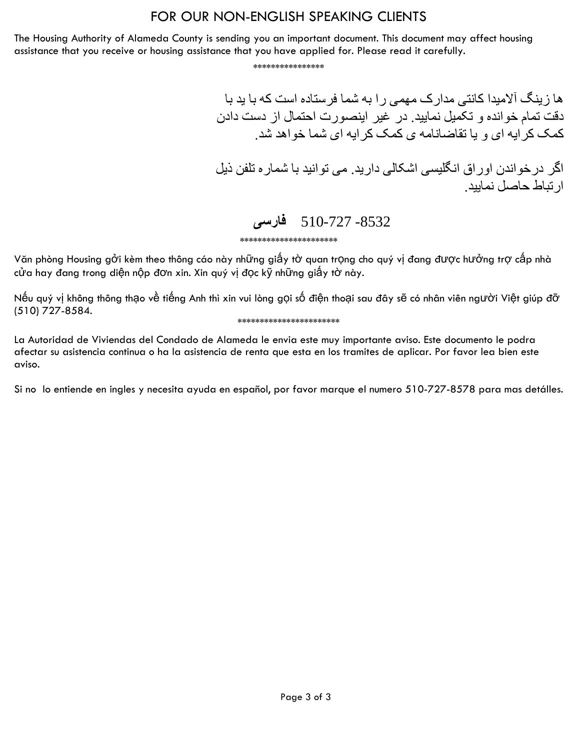# FOR OUR NON-ENGLISH SPEAKING CLIENTS

The Housing Authority of Alameda County is sending you an important document. This document may affect housing assistance that you receive or housing assistance that you have applied for. Please read it carefully.

****************

ها زینگ آلامیدا کانتی مدارک مهمی را به شما فرستاده است که با ید با دقت تمام خوانده و تکمیل نمایید. در غیر اینصورت احتمال از دست دادن کمک کرایه ای و یا تقاضانامه ی کمک کرایه ای شما خواهد شد.

اگر درخواندن اوراق انگلیسی اشکالی دارید. می توانید با شماره تلفن ذیل ارتباط حاصل نمایید.

**فارسی** 510-727 -8532

*********************

Văn phòng Housing gởi kèm theo thông cáo này những giấy tờ quan trọng cho quý vị đang được hưởng trợ cấp nhà cửa hay đang trong diện nộp đơn xin. Xin quý vị đọc kỹ những giấy tờ này.

Nếu quý vị không thông thạo về tiếng Anh thì xin vui lòng gọi số điện thoại sau đây sẽ có nhân viên người Việt giúp đỡ (510) 727-8584.

**********************

La Autoridad de Viviendas del Condado de Alameda le envia este muy importante aviso. Este documento le podra afectar su asistencia continua o ha la asistencia de renta que esta en los tramites de aplicar. Por favor lea bien este aviso.

Si no lo entiende en ingles y necesita ayuda en español, por favor marque el numero 510-727-8578 para mas detálles.